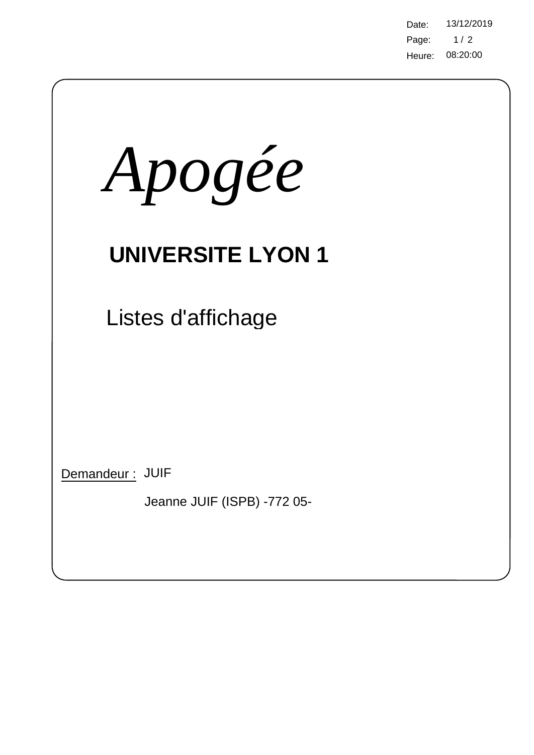Date: 13/12/2019
Heure: 08:20:00

# *Apogée*

## UNIVERSITE LYON 1

Listes d'affichage

Demandeur : JUIF

Jeanne JUIF (ISPB) -772 05-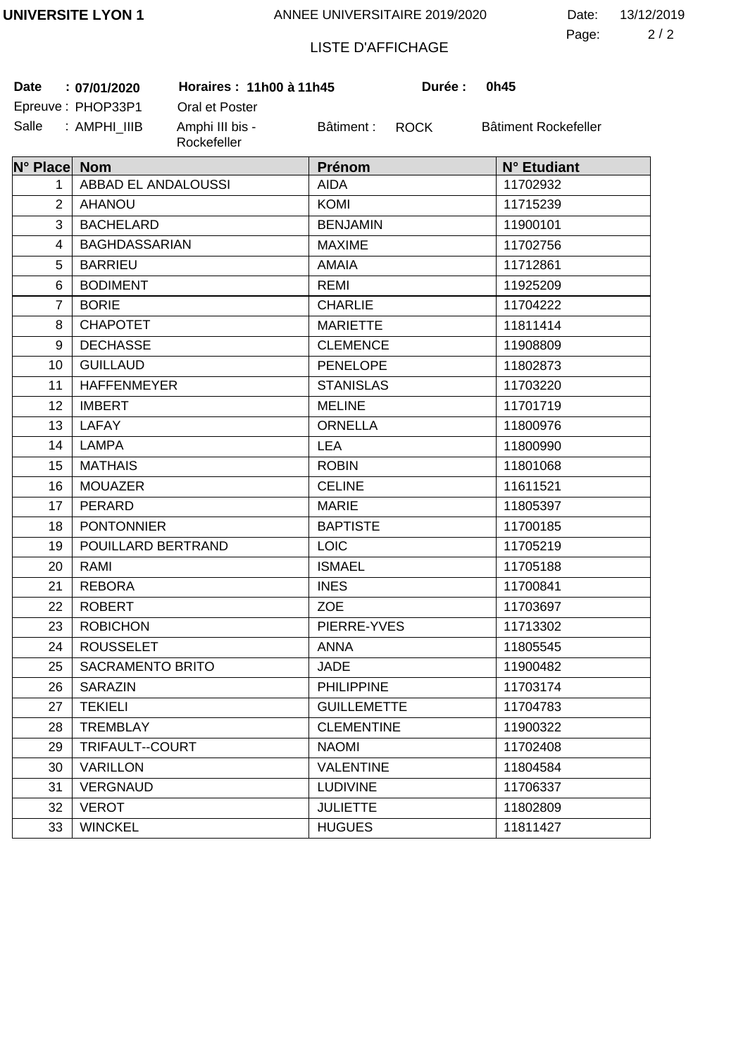**UNIVERSITE LYON 1** ANNEE UNIVERSITAIRE 2019/2020 Date: 13/12/2019

LISTE D'AFFICHAGE

**Date : 07/01/2020** **Horaires : 11h00 à 11h45** **Durée : 0h45**

Epreuve : PHOP33P1 Oral et Poster

Salle : AMPHI_IIIB Amphi III bis - Rockefeller Bâtiment : ROCK Bâtiment Rockefeller

| N° Place | Nom | Prénom | N° Etudiant |
|---|---|---|---|
| 1 | ABBAD EL ANDALOUSSI | AIDA | 11702932 |
| 2 | AHANOU | KOMI | 11715239 |
| 3 | BACHELARD | BENJAMIN | 11900101 |
| 4 | BAGHDASSARIAN | MAXIME | 11702756 |
| 5 | BARRIEU | AMAIA | 11712861 |
| 6 | BODIMENT | REMI | 11925209 |
| 7 | BORIE | CHARLIE | 11704222 |
| 8 | CHAPOTET | MARIETTE | 11811414 |
| 9 | DECHASSE | CLEMENCE | 11908809 |
| 10 | GUILLAUD | PENELOPE | 11802873 |
| 11 | HAFFENMEYER | STANISLAS | 11703220 |
| 12 | IMBERT | MELINE | 11701719 |
| 13 | LAFAY | ORNELLA | 11800976 |
| 14 | LAMPA | LEA | 11800990 |
| 15 | MATHAIS | ROBIN | 11801068 |
| 16 | MOUAZER | CELINE | 11611521 |
| 17 | PERARD | MARIE | 11805397 |
| 18 | PONTONNIER | BAPTISTE | 11700185 |
| 19 | POUILLARD BERTRAND | LOIC | 11705219 |
| 20 | RAMI | ISMAEL | 11705188 |
| 21 | REBORA | INES | 11700841 |
| 22 | ROBERT | ZOE | 11703697 |
| 23 | ROBICHON | PIERRE-YVES | 11713302 |
| 24 | ROUSSELET | ANNA | 11805545 |
| 25 | SACRAMENTO BRITO | JADE | 11900482 |
| 26 | SARAZIN | PHILIPPINE | 11703174 |
| 27 | TEKIELI | GUILLEMETTE | 11704783 |
| 28 | TREMBLAY | CLEMENTINE | 11900322 |
| 29 | TRIFAULT--COURT | NAOMI | 11702408 |
| 30 | VARILLON | VALENTINE | 11804584 |
| 31 | VERGNAUD | LUDIVINE | 11706337 |
| 32 | VEROT | JULIETTE | 11802809 |
| 33 | WINCKEL | HUGUES | 11811427 |